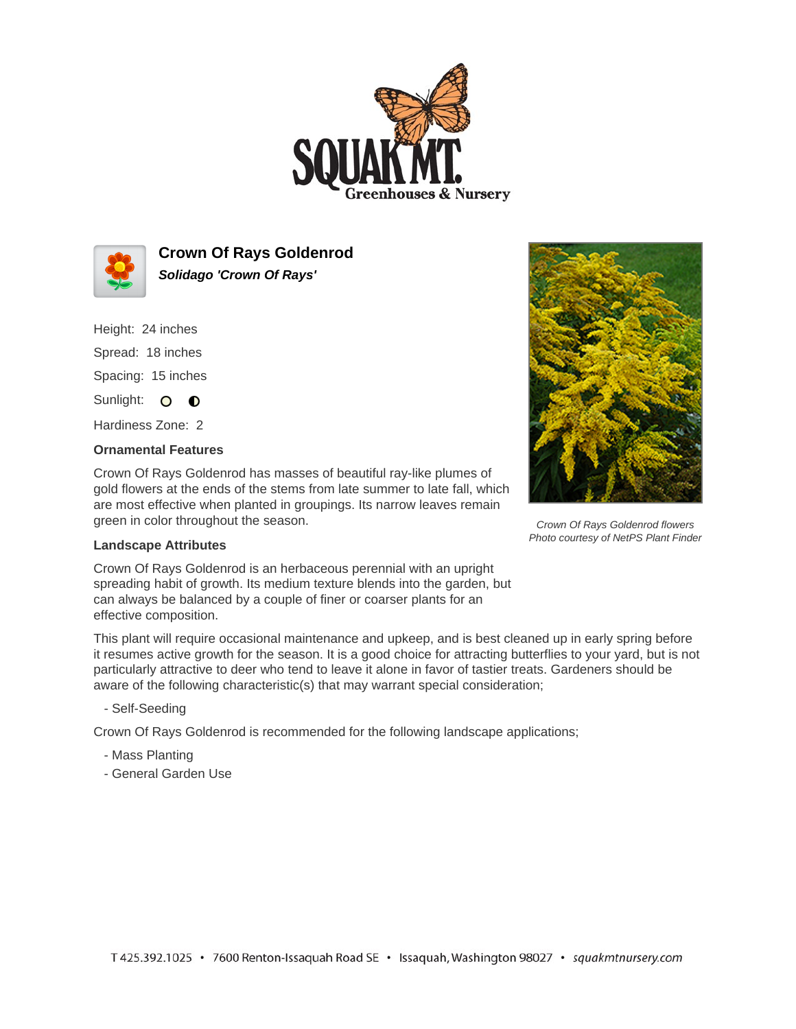# Crown Of Rays Goldenrod

***Solidago 'Crown Of Rays'***

Height: 24 inches

Spread: 18 inches

Spacing: 15 inches

Sunlight:

Hardiness Zone: 2

### Ornamental Features

Crown Of Rays Goldenrod has masses of beautiful ray-like plumes of gold flowers at the ends of the stems from late summer to late fall, which are most effective when planted in groupings. Its narrow leaves remain green in color throughout the season.

*Crown Of Rays Goldenrod flowers*
*Photo courtesy of NetPS Plant Finder*

### Landscape Attributes

Crown Of Rays Goldenrod is an herbaceous perennial with an upright spreading habit of growth. Its medium texture blends into the garden, but can always be balanced by a couple of finer or coarser plants for an effective composition.

This plant will require occasional maintenance and upkeep, and is best cleaned up in early spring before it resumes active growth for the season. It is a good choice for attracting butterflies to your yard, but is not particularly attractive to deer who tend to leave it alone in favor of tastier treats. Gardeners should be aware of the following characteristic(s) that may warrant special consideration;

- Self-Seeding

Crown Of Rays Goldenrod is recommended for the following landscape applications;

- Mass Planting
- General Garden Use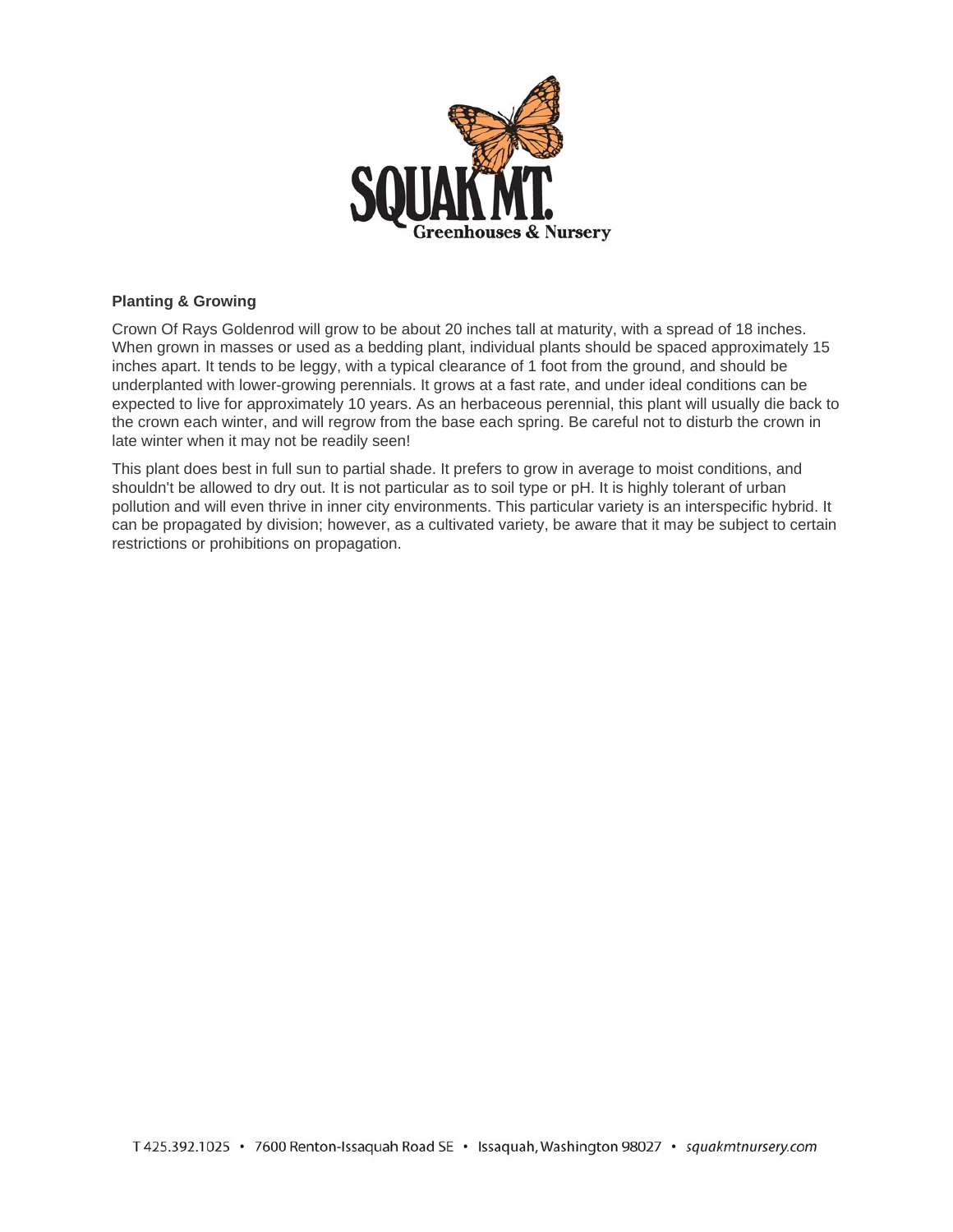### Planting & Growing

Crown Of Rays Goldenrod will grow to be about 20 inches tall at maturity, with a spread of 18 inches. When grown in masses or used as a bedding plant, individual plants should be spaced approximately 15 inches apart. It tends to be leggy, with a typical clearance of 1 foot from the ground, and should be underplanted with lower-growing perennials. It grows at a fast rate, and under ideal conditions can be expected to live for approximately 10 years. As an herbaceous perennial, this plant will usually die back to the crown each winter, and will regrow from the base each spring. Be careful not to disturb the crown in late winter when it may not be readily seen!

This plant does best in full sun to partial shade. It prefers to grow in average to moist conditions, and shouldn't be allowed to dry out. It is not particular as to soil type or pH. It is highly tolerant of urban pollution and will even thrive in inner city environments. This particular variety is an interspecific hybrid. It can be propagated by division; however, as a cultivated variety, be aware that it may be subject to certain restrictions or prohibitions on propagation.